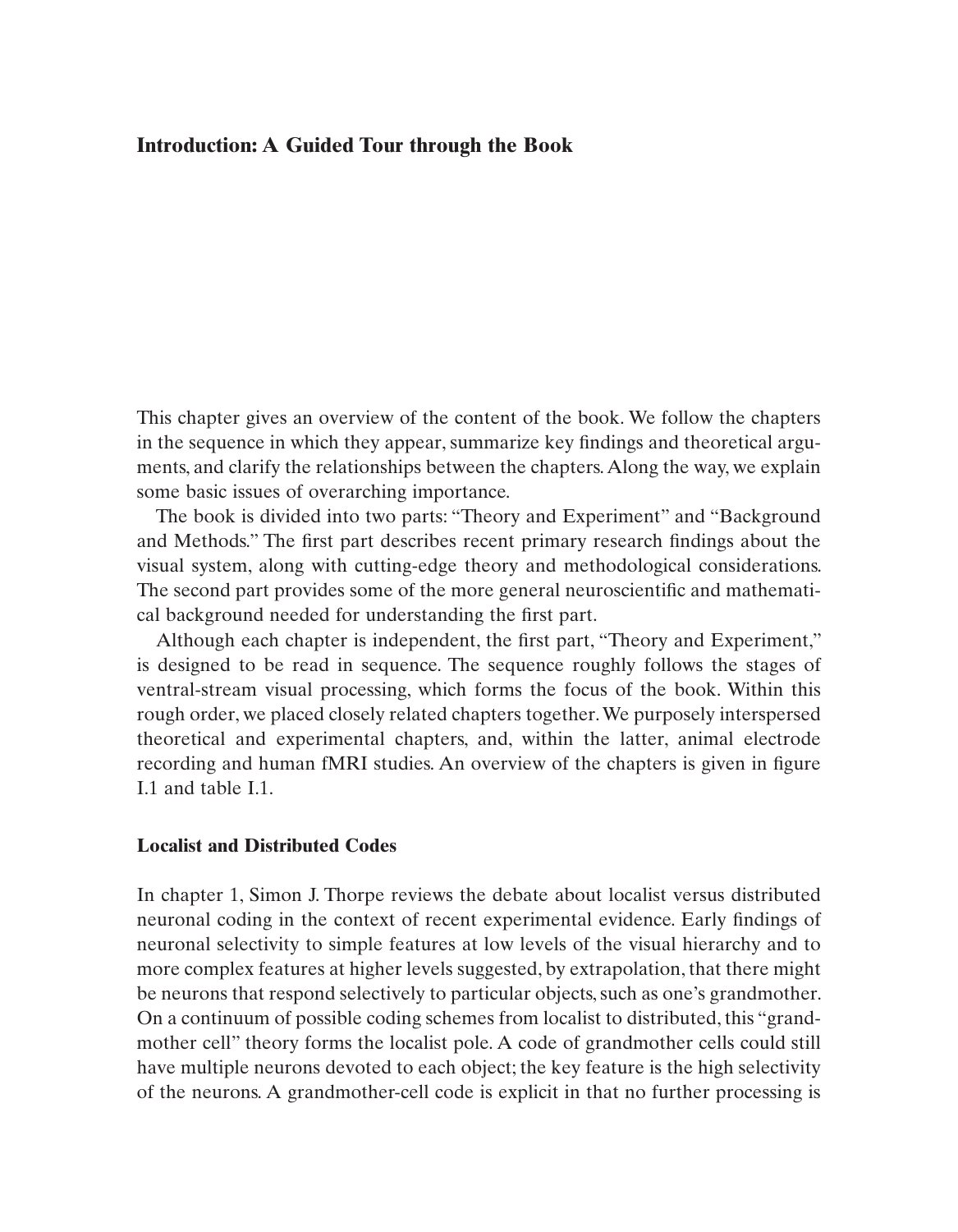# Introduction: A Guided Tour through the Book

This chapter gives an overview of the content of the book. We follow the chapters in the sequence in which they appear, summarize key findings and theoretical arguments, and clarify the relationships between the chapters. Along the way, we explain some basic issues of overarching importance.

The book is divided into two parts: "Theory and Experiment" and "Background and Methods." The first part describes recent primary research findings about the visual system, along with cutting-edge theory and methodological considerations. The second part provides some of the more general neuroscientific and mathematical background needed for understanding the first part.

Although each chapter is independent, the first part, "Theory and Experiment," is designed to be read in sequence. The sequence roughly follows the stages of ventral-stream visual processing, which forms the focus of the book. Within this rough order, we placed closely related chapters together. We purposely interspersed theoretical and experimental chapters, and, within the latter, animal electrode recording and human fMRI studies. An overview of the chapters is given in figure I.1 and table I.1.

## Localist and Distributed Codes

In chapter 1, Simon J. Thorpe reviews the debate about localist versus distributed neuronal coding in the context of recent experimental evidence. Early findings of neuronal selectivity to simple features at low levels of the visual hierarchy and to more complex features at higher levels suggested, by extrapolation, that there might be neurons that respond selectively to particular objects, such as one's grandmother. On a continuum of possible coding schemes from localist to distributed, this "grandmother cell" theory forms the localist pole. A code of grandmother cells could still have multiple neurons devoted to each object; the key feature is the high selectivity of the neurons. A grandmother-cell code is explicit in that no further processing is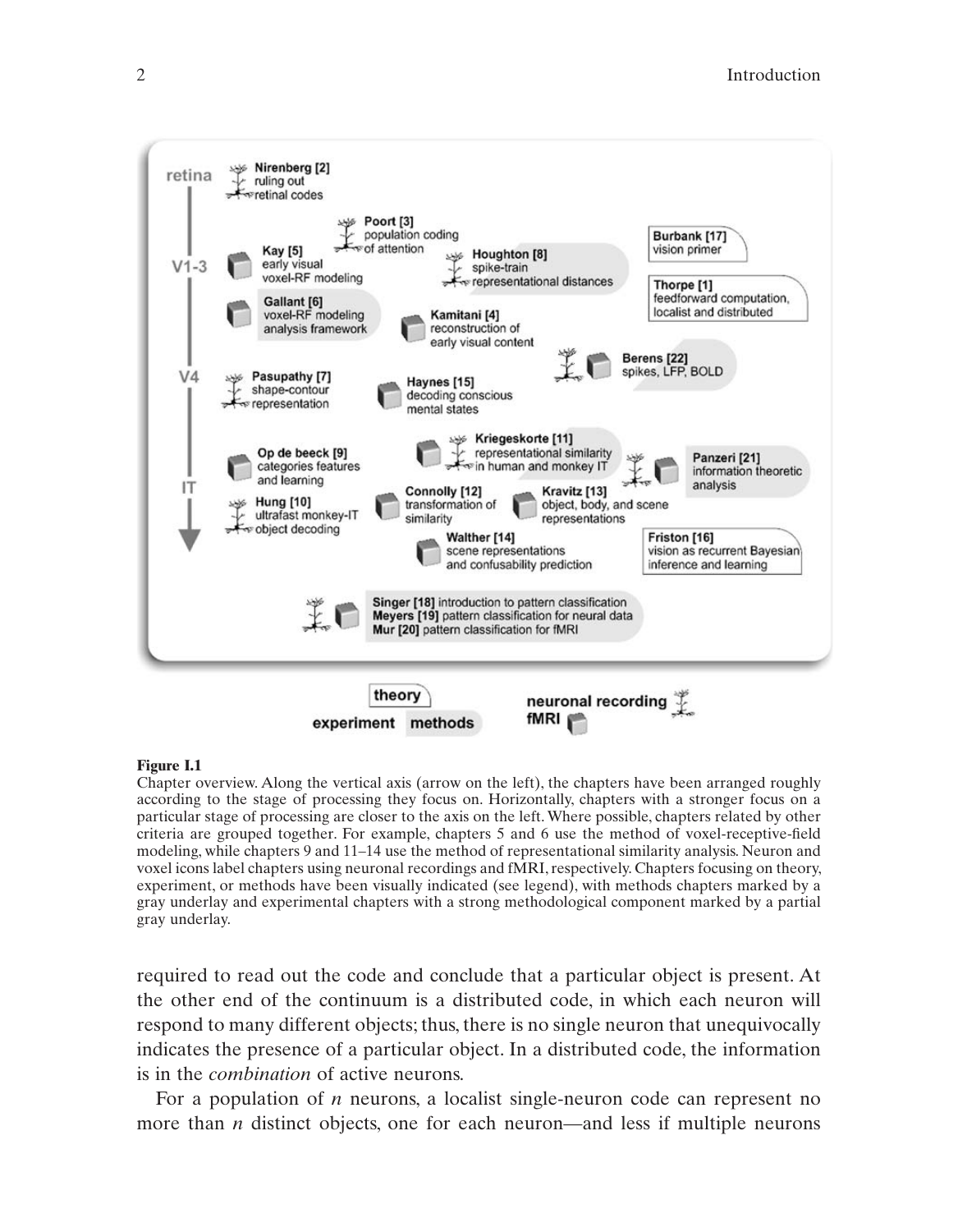**Figure I.1**
Chapter overview. Along the vertical axis (arrow on the left), the chapters have been arranged roughly according to the stage of processing they focus on. Horizontally, chapters with a stronger focus on a particular stage of processing are closer to the axis on the left. Where possible, chapters related by other criteria are grouped together. For example, chapters 5 and 6 use the method of voxel-receptive-field modeling, while chapters 9 and 11–14 use the method of representational similarity analysis. Neuron and voxel icons label chapters using neuronal recordings and fMRI, respectively. Chapters focusing on theory, experiment, or methods have been visually indicated (see legend), with methods chapters marked by a gray underlay and experimental chapters with a strong methodological component marked by a partial gray underlay.

required to read out the code and conclude that a particular object is present. At the other end of the continuum is a distributed code, in which each neuron will respond to many different objects; thus, there is no single neuron that unequivocally indicates the presence of a particular object. In a distributed code, the information is in the *combination* of active neurons.

For a population of $n$ neurons, a localist single-neuron code can represent no more than $n$ distinct objects, one for each neuron—and less if multiple neurons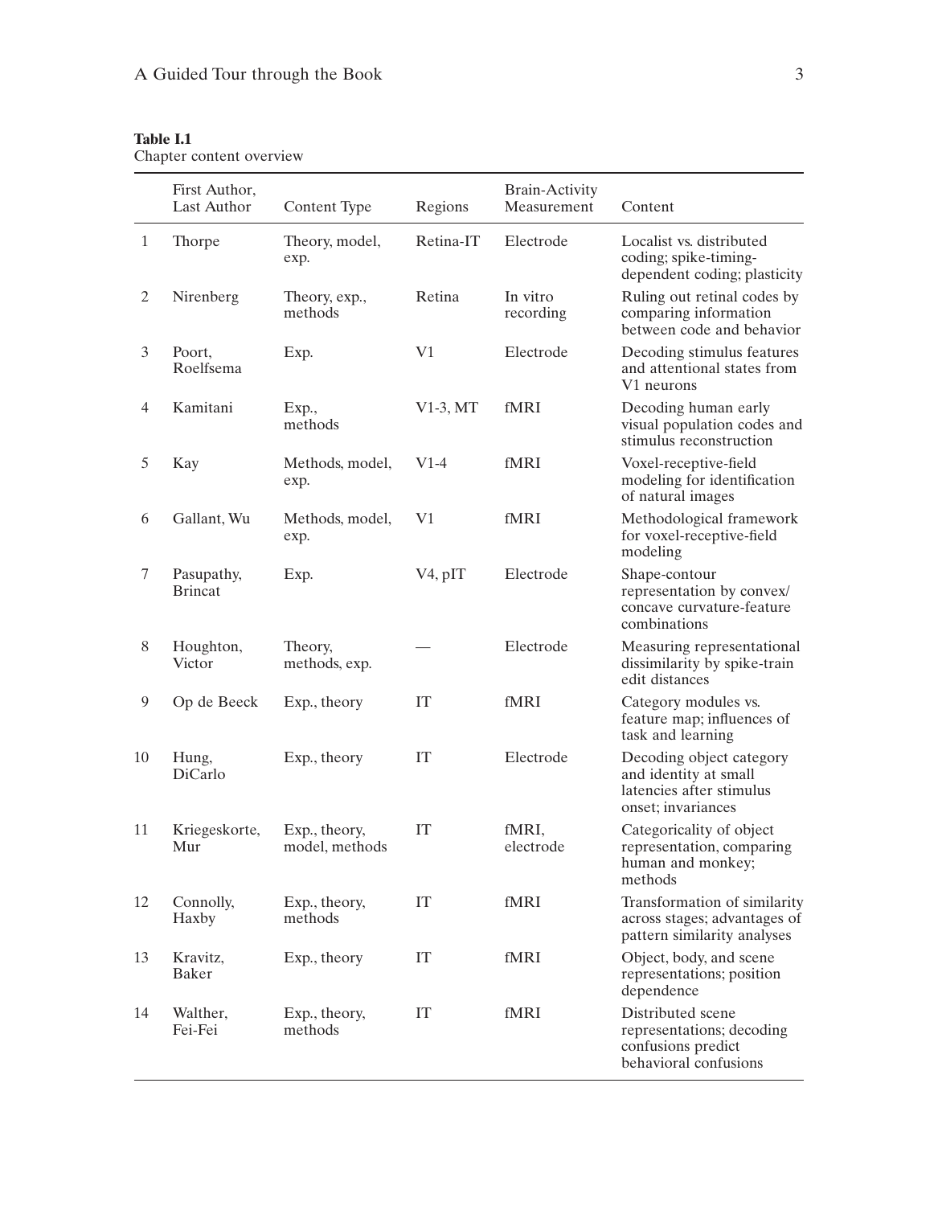**Table I.1**
Chapter content overview

| | First Author, Last Author | Content Type | Regions | Brain-Activity Measurement | Content |
|---|---|---|---|---|---|
| 1 | Thorpe | Theory, model, exp. | Retina-IT | Electrode | Localist vs. distributed coding; spike-timing-dependent coding; plasticity |
| 2 | Nirenberg | Theory, exp., methods | Retina | In vitro recording | Ruling out retinal codes by comparing information between code and behavior |
| 3 | Poort, Roelfsema | Exp. | V1 | Electrode | Decoding stimulus features and attentional states from V1 neurons |
| 4 | Kamitani | Exp., methods | V1-3, MT | fMRI | Decoding human early visual population codes and stimulus reconstruction |
| 5 | Kay | Methods, model, exp. | V1-4 | fMRI | Voxel-receptive-field modeling for identification of natural images |
| 6 | Gallant, Wu | Methods, model, exp. | V1 | fMRI | Methodological framework for voxel-receptive-field modeling |
| 7 | Pasupathy, Brincat | Exp. | V4, pIT | Electrode | Shape-contour representation by convex/concave curvature-feature combinations |
| 8 | Houghton, Victor | Theory, methods, exp. | — | Electrode | Measuring representational dissimilarity by spike-train edit distances |
| 9 | Op de Beeck | Exp., theory | IT | fMRI | Category modules vs. feature map; influences of task and learning |
| 10 | Hung, DiCarlo | Exp., theory | IT | Electrode | Decoding object category and identity at small latencies after stimulus onset; invariances |
| 11 | Kriegeskorte, Mur | Exp., theory, model, methods | IT | fMRI, electrode | Categoricality of object representation, comparing human and monkey; methods |
| 12 | Connolly, Haxby | Exp., theory, methods | IT | fMRI | Transformation of similarity across stages; advantages of pattern similarity analyses |
| 13 | Kravitz, Baker | Exp., theory | IT | fMRI | Object, body, and scene representations; position dependence |
| 14 | Walther, Fei-Fei | Exp., theory, methods | IT | fMRI | Distributed scene representations; decoding confusions predict behavioral confusions |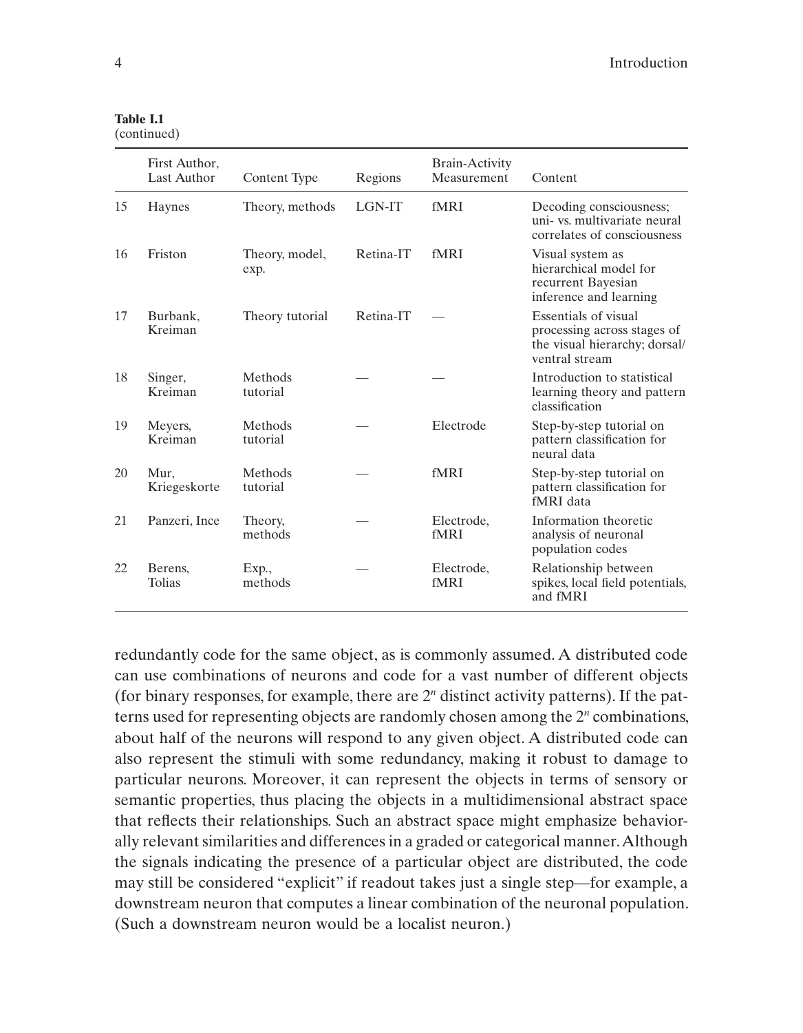**Table I.1**
(continued)

| | First Author, Last Author | Content Type | Regions | Brain-Activity Measurement | Content |
|---|---|---|---|---|---|
| 15 | Haynes | Theory, methods | LGN-IT | fMRI | Decoding consciousness; uni- vs. multivariate neural correlates of consciousness |
| 16 | Friston | Theory, model, exp. | Retina-IT | fMRI | Visual system as hierarchical model for recurrent Bayesian inference and learning |
| 17 | Burbank, Kreiman | Theory tutorial | Retina-IT | — | Essentials of visual processing across stages of the visual hierarchy; dorsal/ventral stream |
| 18 | Singer, Kreiman | Methods tutorial | — | — | Introduction to statistical learning theory and pattern classification |
| 19 | Meyers, Kreiman | Methods tutorial | — | Electrode | Step-by-step tutorial on pattern classification for neural data |
| 20 | Mur, Kriegeskorte | Methods tutorial | — | fMRI | Step-by-step tutorial on pattern classification for fMRI data |
| 21 | Panzeri, Ince | Theory, methods | — | Electrode, fMRI | Information theoretic analysis of neuronal population codes |
| 22 | Berens, Tolias | Exp., methods | — | Electrode, fMRI | Relationship between spikes, local field potentials, and fMRI |

redundantly code for the same object, as is commonly assumed. A distributed code can use combinations of neurons and code for a vast number of different objects (for binary responses, for example, there are $2^n$ distinct activity patterns). If the patterns used for representing objects are randomly chosen among the $2^n$ combinations, about half of the neurons will respond to any given object. A distributed code can also represent the stimuli with some redundancy, making it robust to damage to particular neurons. Moreover, it can represent the objects in terms of sensory or semantic properties, thus placing the objects in a multidimensional abstract space that reflects their relationships. Such an abstract space might emphasize behaviorally relevant similarities and differences in a graded or categorical manner. Although the signals indicating the presence of a particular object are distributed, the code may still be considered "explicit" if readout takes just a single step—for example, a downstream neuron that computes a linear combination of the neuronal population. (Such a downstream neuron would be a localist neuron.)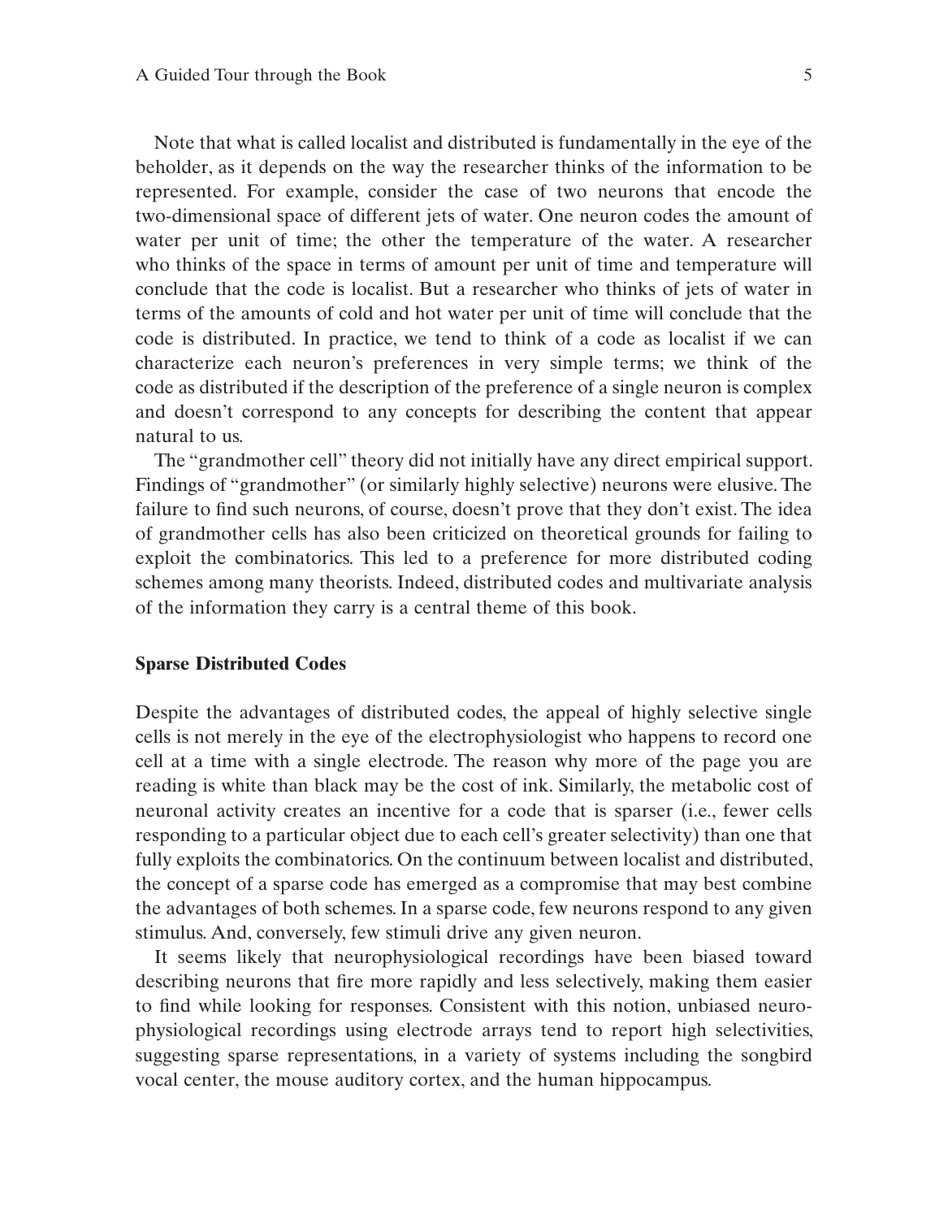Note that what is called localist and distributed is fundamentally in the eye of the beholder, as it depends on the way the researcher thinks of the information to be represented. For example, consider the case of two neurons that encode the two-dimensional space of different jets of water. One neuron codes the amount of water per unit of time; the other the temperature of the water. A researcher who thinks of the space in terms of amount per unit of time and temperature will conclude that the code is localist. But a researcher who thinks of jets of water in terms of the amounts of cold and hot water per unit of time will conclude that the code is distributed. In practice, we tend to think of a code as localist if we can characterize each neuron's preferences in very simple terms; we think of the code as distributed if the description of the preference of a single neuron is complex and doesn't correspond to any concepts for describing the content that appear natural to us.

The "grandmother cell" theory did not initially have any direct empirical support. Findings of "grandmother" (or similarly highly selective) neurons were elusive. The failure to find such neurons, of course, doesn't prove that they don't exist. The idea of grandmother cells has also been criticized on theoretical grounds for failing to exploit the combinatorics. This led to a preference for more distributed coding schemes among many theorists. Indeed, distributed codes and multivariate analysis of the information they carry is a central theme of this book.

### Sparse Distributed Codes

Despite the advantages of distributed codes, the appeal of highly selective single cells is not merely in the eye of the electrophysiologist who happens to record one cell at a time with a single electrode. The reason why more of the page you are reading is white than black may be the cost of ink. Similarly, the metabolic cost of neuronal activity creates an incentive for a code that is sparser (i.e., fewer cells responding to a particular object due to each cell's greater selectivity) than one that fully exploits the combinatorics. On the continuum between localist and distributed, the concept of a sparse code has emerged as a compromise that may best combine the advantages of both schemes. In a sparse code, few neurons respond to any given stimulus. And, conversely, few stimuli drive any given neuron.

It seems likely that neurophysiological recordings have been biased toward describing neurons that fire more rapidly and less selectively, making them easier to find while looking for responses. Consistent with this notion, unbiased neurophysiological recordings using electrode arrays tend to report high selectivities, suggesting sparse representations, in a variety of systems including the songbird vocal center, the mouse auditory cortex, and the human hippocampus.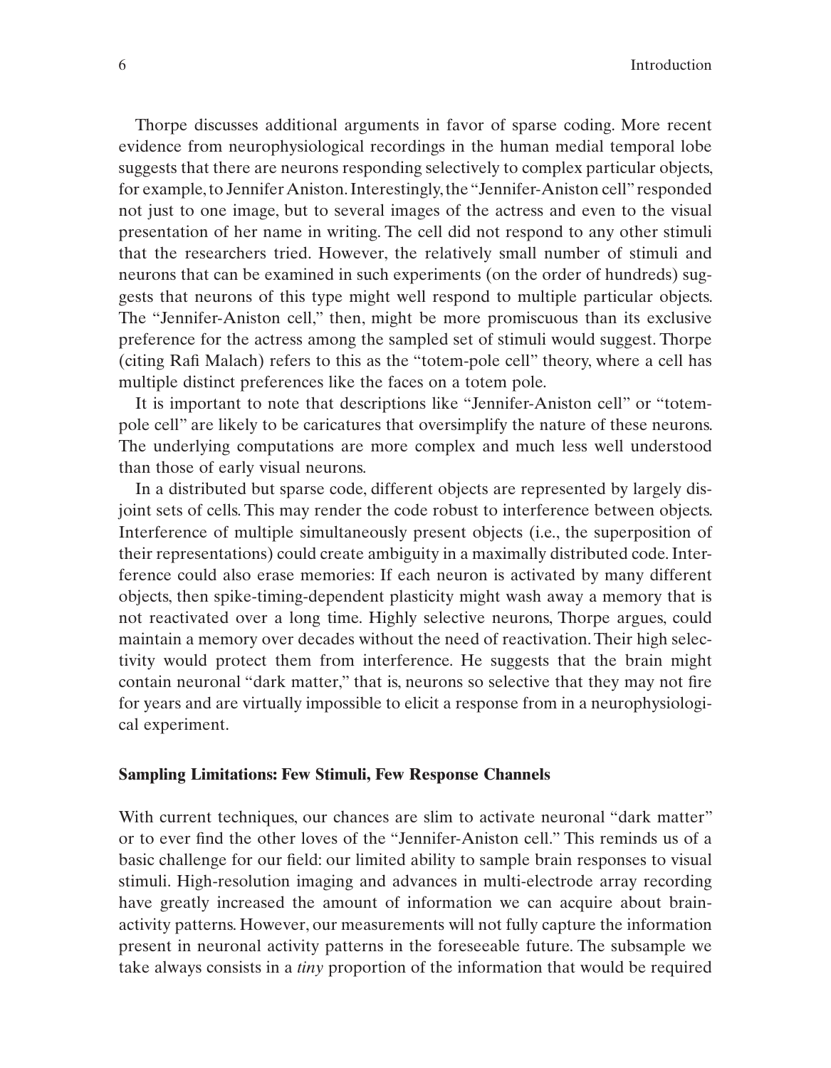Thorpe discusses additional arguments in favor of sparse coding. More recent evidence from neurophysiological recordings in the human medial temporal lobe suggests that there are neurons responding selectively to complex particular objects, for example, to Jennifer Aniston. Interestingly, the "Jennifer-Aniston cell" responded not just to one image, but to several images of the actress and even to the visual presentation of her name in writing. The cell did not respond to any other stimuli that the researchers tried. However, the relatively small number of stimuli and neurons that can be examined in such experiments (on the order of hundreds) suggests that neurons of this type might well respond to multiple particular objects. The "Jennifer-Aniston cell," then, might be more promiscuous than its exclusive preference for the actress among the sampled set of stimuli would suggest. Thorpe (citing Rafi Malach) refers to this as the "totem-pole cell" theory, where a cell has multiple distinct preferences like the faces on a totem pole.

It is important to note that descriptions like "Jennifer-Aniston cell" or "totem-pole cell" are likely to be caricatures that oversimplify the nature of these neurons. The underlying computations are more complex and much less well understood than those of early visual neurons.

In a distributed but sparse code, different objects are represented by largely disjoint sets of cells. This may render the code robust to interference between objects. Interference of multiple simultaneously present objects (i.e., the superposition of their representations) could create ambiguity in a maximally distributed code. Interference could also erase memories: If each neuron is activated by many different objects, then spike-timing-dependent plasticity might wash away a memory that is not reactivated over a long time. Highly selective neurons, Thorpe argues, could maintain a memory over decades without the need of reactivation. Their high selectivity would protect them from interference. He suggests that the brain might contain neuronal "dark matter," that is, neurons so selective that they may not fire for years and are virtually impossible to elicit a response from in a neurophysiological experiment.

### Sampling Limitations: Few Stimuli, Few Response Channels

With current techniques, our chances are slim to activate neuronal "dark matter" or to ever find the other loves of the "Jennifer-Aniston cell." This reminds us of a basic challenge for our field: our limited ability to sample brain responses to visual stimuli. High-resolution imaging and advances in multi-electrode array recording have greatly increased the amount of information we can acquire about brain-activity patterns. However, our measurements will not fully capture the information present in neuronal activity patterns in the foreseeable future. The subsample we take always consists in a *tiny* proportion of the information that would be required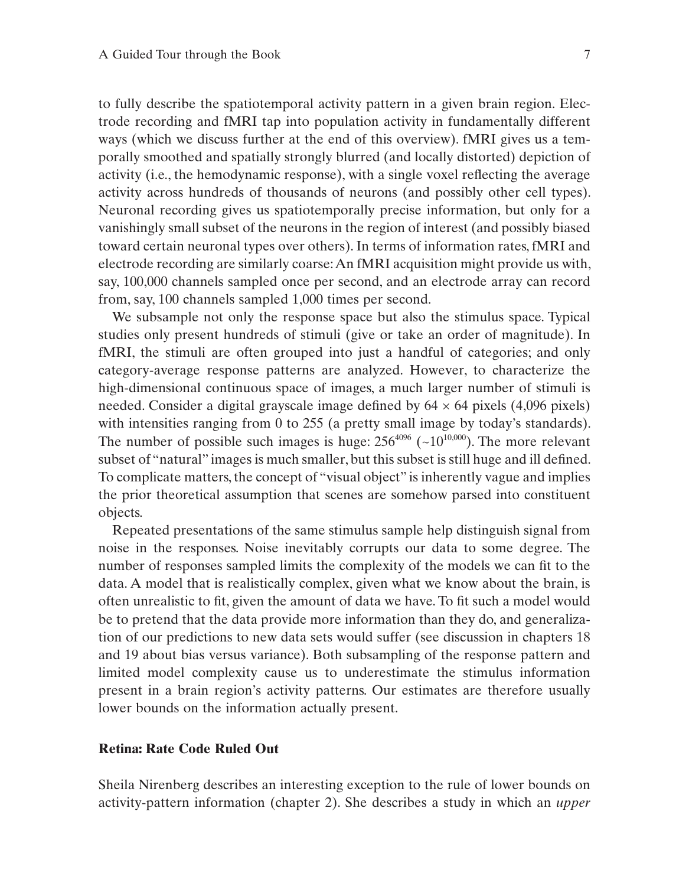to fully describe the spatiotemporal activity pattern in a given brain region. Electrode recording and fMRI tap into population activity in fundamentally different ways (which we discuss further at the end of this overview). fMRI gives us a temporally smoothed and spatially strongly blurred (and locally distorted) depiction of activity (i.e., the hemodynamic response), with a single voxel reflecting the average activity across hundreds of thousands of neurons (and possibly other cell types). Neuronal recording gives us spatiotemporally precise information, but only for a vanishingly small subset of the neurons in the region of interest (and possibly biased toward certain neuronal types over others). In terms of information rates, fMRI and electrode recording are similarly coarse: An fMRI acquisition might provide us with, say, 100,000 channels sampled once per second, and an electrode array can record from, say, 100 channels sampled 1,000 times per second.

We subsample not only the response space but also the stimulus space. Typical studies only present hundreds of stimuli (give or take an order of magnitude). In fMRI, the stimuli are often grouped into just a handful of categories; and only category-average response patterns are analyzed. However, to characterize the high-dimensional continuous space of images, a much larger number of stimuli is needed. Consider a digital grayscale image defined by $64 \times 64$ pixels (4,096 pixels) with intensities ranging from 0 to 255 (a pretty small image by today's standards). The number of possible such images is huge: $256^{4096}$ ($\sim 10^{10,000}$). The more relevant subset of "natural" images is much smaller, but this subset is still huge and ill defined. To complicate matters, the concept of "visual object" is inherently vague and implies the prior theoretical assumption that scenes are somehow parsed into constituent objects.

Repeated presentations of the same stimulus sample help distinguish signal from noise in the responses. Noise inevitably corrupts our data to some degree. The number of responses sampled limits the complexity of the models we can fit to the data. A model that is realistically complex, given what we know about the brain, is often unrealistic to fit, given the amount of data we have. To fit such a model would be to pretend that the data provide more information than they do, and generalization of our predictions to new data sets would suffer (see discussion in chapters 18 and 19 about bias versus variance). Both subsampling of the response pattern and limited model complexity cause us to underestimate the stimulus information present in a brain region's activity patterns. Our estimates are therefore usually lower bounds on the information actually present.

### Retina: Rate Code Ruled Out

Sheila Nirenberg describes an interesting exception to the rule of lower bounds on activity-pattern information (chapter 2). She describes a study in which an *upper*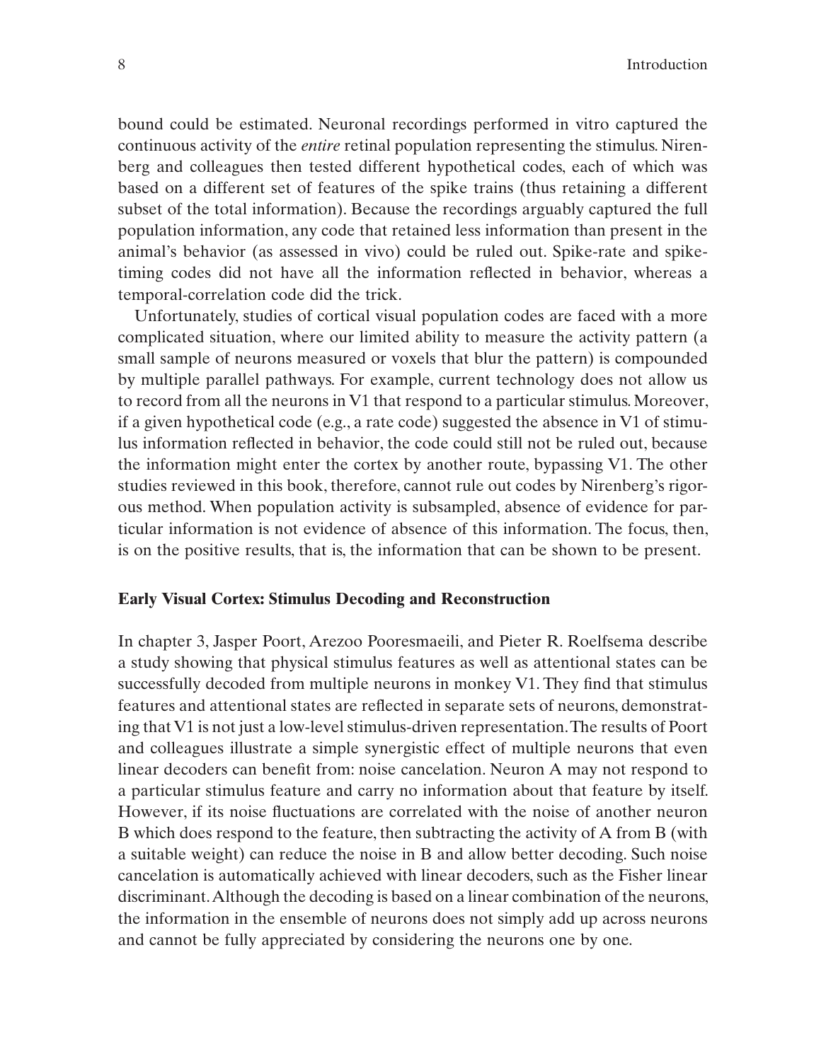bound could be estimated. Neuronal recordings performed in vitro captured the continuous activity of the *entire* retinal population representing the stimulus. Nirenberg and colleagues then tested different hypothetical codes, each of which was based on a different set of features of the spike trains (thus retaining a different subset of the total information). Because the recordings arguably captured the full population information, any code that retained less information than present in the animal's behavior (as assessed in vivo) could be ruled out. Spike-rate and spike-timing codes did not have all the information reflected in behavior, whereas a temporal-correlation code did the trick.

Unfortunately, studies of cortical visual population codes are faced with a more complicated situation, where our limited ability to measure the activity pattern (a small sample of neurons measured or voxels that blur the pattern) is compounded by multiple parallel pathways. For example, current technology does not allow us to record from all the neurons in V1 that respond to a particular stimulus. Moreover, if a given hypothetical code (e.g., a rate code) suggested the absence in V1 of stimulus information reflected in behavior, the code could still not be ruled out, because the information might enter the cortex by another route, bypassing V1. The other studies reviewed in this book, therefore, cannot rule out codes by Nirenberg's rigorous method. When population activity is subsampled, absence of evidence for particular information is not evidence of absence of this information. The focus, then, is on the positive results, that is, the information that can be shown to be present.

## Early Visual Cortex: Stimulus Decoding and Reconstruction

In chapter 3, Jasper Poort, Arezoo Pooresmaeili, and Pieter R. Roelfsema describe a study showing that physical stimulus features as well as attentional states can be successfully decoded from multiple neurons in monkey V1. They find that stimulus features and attentional states are reflected in separate sets of neurons, demonstrating that V1 is not just a low-level stimulus-driven representation. The results of Poort and colleagues illustrate a simple synergistic effect of multiple neurons that even linear decoders can benefit from: noise cancelation. Neuron A may not respond to a particular stimulus feature and carry no information about that feature by itself. However, if its noise fluctuations are correlated with the noise of another neuron B which does respond to the feature, then subtracting the activity of A from B (with a suitable weight) can reduce the noise in B and allow better decoding. Such noise cancelation is automatically achieved with linear decoders, such as the Fisher linear discriminant. Although the decoding is based on a linear combination of the neurons, the information in the ensemble of neurons does not simply add up across neurons and cannot be fully appreciated by considering the neurons one by one.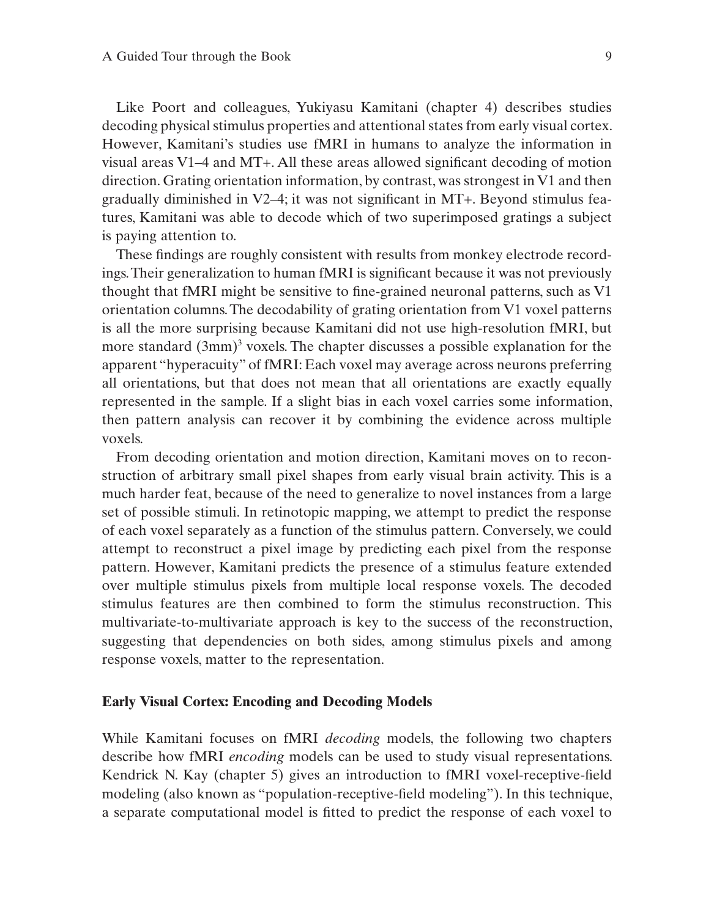Like Poort and colleagues, Yukiyasu Kamitani (chapter 4) describes studies decoding physical stimulus properties and attentional states from early visual cortex. However, Kamitani's studies use fMRI in humans to analyze the information in visual areas V1–4 and MT+. All these areas allowed significant decoding of motion direction. Grating orientation information, by contrast, was strongest in V1 and then gradually diminished in V2–4; it was not significant in MT+. Beyond stimulus features, Kamitani was able to decode which of two superimposed gratings a subject is paying attention to.

These findings are roughly consistent with results from monkey electrode recordings. Their generalization to human fMRI is significant because it was not previously thought that fMRI might be sensitive to fine-grained neuronal patterns, such as V1 orientation columns. The decodability of grating orientation from V1 voxel patterns is all the more surprising because Kamitani did not use high-resolution fMRI, but more standard $(3\text{mm})^3$ voxels. The chapter discusses a possible explanation for the apparent "hyperacuity" of fMRI: Each voxel may average across neurons preferring all orientations, but that does not mean that all orientations are exactly equally represented in the sample. If a slight bias in each voxel carries some information, then pattern analysis can recover it by combining the evidence across multiple voxels.

From decoding orientation and motion direction, Kamitani moves on to reconstruction of arbitrary small pixel shapes from early visual brain activity. This is a much harder feat, because of the need to generalize to novel instances from a large set of possible stimuli. In retinotopic mapping, we attempt to predict the response of each voxel separately as a function of the stimulus pattern. Conversely, we could attempt to reconstruct a pixel image by predicting each pixel from the response pattern. However, Kamitani predicts the presence of a stimulus feature extended over multiple stimulus pixels from multiple local response voxels. The decoded stimulus features are then combined to form the stimulus reconstruction. This multivariate-to-multivariate approach is key to the success of the reconstruction, suggesting that dependencies on both sides, among stimulus pixels and among response voxels, matter to the representation.

### Early Visual Cortex: Encoding and Decoding Models

While Kamitani focuses on fMRI *decoding* models, the following two chapters describe how fMRI *encoding* models can be used to study visual representations. Kendrick N. Kay (chapter 5) gives an introduction to fMRI voxel-receptive-field modeling (also known as "population-receptive-field modeling"). In this technique, a separate computational model is fitted to predict the response of each voxel to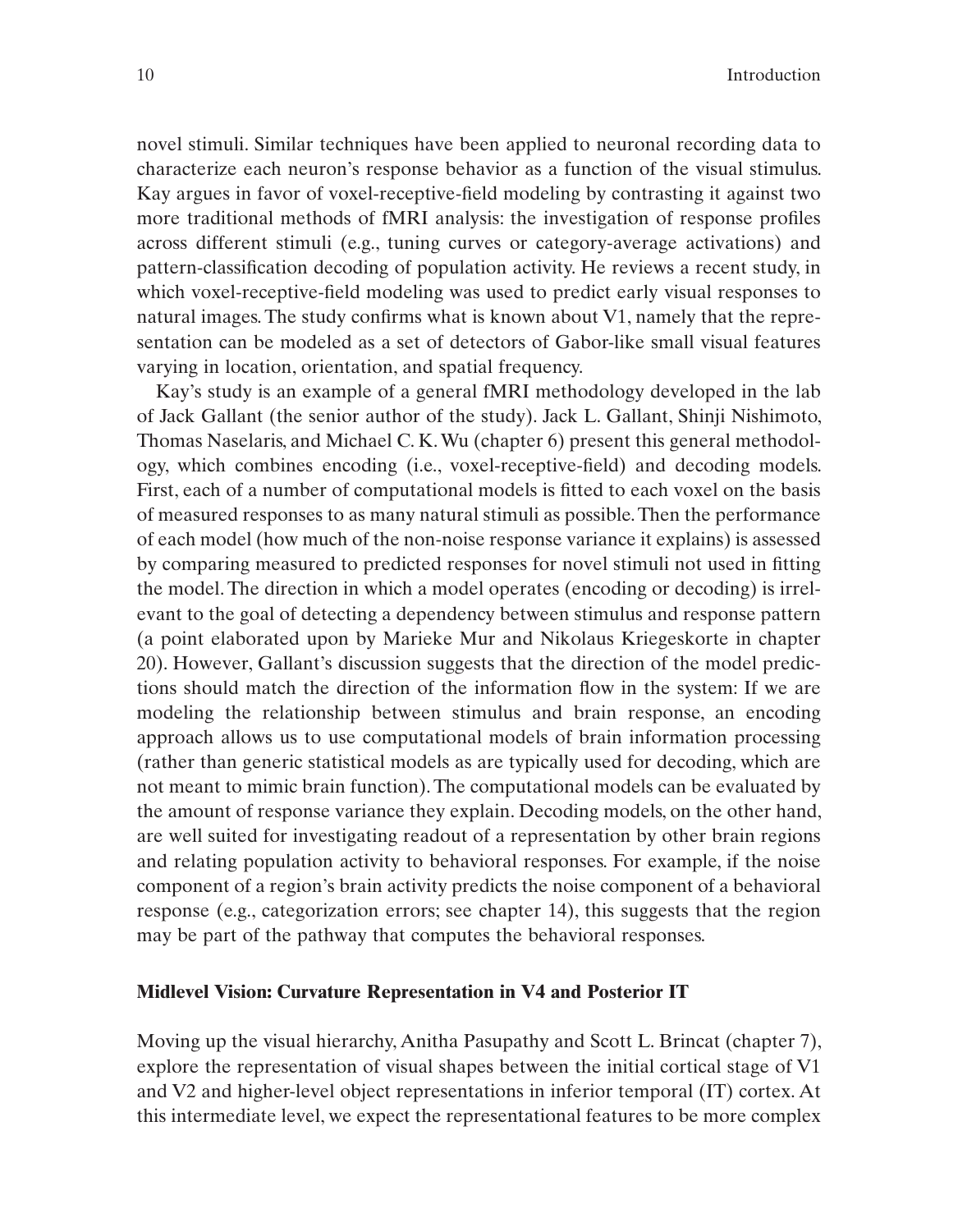novel stimuli. Similar techniques have been applied to neuronal recording data to characterize each neuron's response behavior as a function of the visual stimulus. Kay argues in favor of voxel-receptive-field modeling by contrasting it against two more traditional methods of fMRI analysis: the investigation of response profiles across different stimuli (e.g., tuning curves or category-average activations) and pattern-classification decoding of population activity. He reviews a recent study, in which voxel-receptive-field modeling was used to predict early visual responses to natural images. The study confirms what is known about V1, namely that the representation can be modeled as a set of detectors of Gabor-like small visual features varying in location, orientation, and spatial frequency.

Kay's study is an example of a general fMRI methodology developed in the lab of Jack Gallant (the senior author of the study). Jack L. Gallant, Shinji Nishimoto, Thomas Naselaris, and Michael C. K. Wu (chapter 6) present this general methodology, which combines encoding (i.e., voxel-receptive-field) and decoding models. First, each of a number of computational models is fitted to each voxel on the basis of measured responses to as many natural stimuli as possible. Then the performance of each model (how much of the non-noise response variance it explains) is assessed by comparing measured to predicted responses for novel stimuli not used in fitting the model. The direction in which a model operates (encoding or decoding) is irrelevant to the goal of detecting a dependency between stimulus and response pattern (a point elaborated upon by Marieke Mur and Nikolaus Kriegeskorte in chapter 20). However, Gallant's discussion suggests that the direction of the model predictions should match the direction of the information flow in the system: If we are modeling the relationship between stimulus and brain response, an encoding approach allows us to use computational models of brain information processing (rather than generic statistical models as are typically used for decoding, which are not meant to mimic brain function). The computational models can be evaluated by the amount of response variance they explain. Decoding models, on the other hand, are well suited for investigating readout of a representation by other brain regions and relating population activity to behavioral responses. For example, if the noise component of a region's brain activity predicts the noise component of a behavioral response (e.g., categorization errors; see chapter 14), this suggests that the region may be part of the pathway that computes the behavioral responses.

## Midlevel Vision: Curvature Representation in V4 and Posterior IT

Moving up the visual hierarchy, Anitha Pasupathy and Scott L. Brincat (chapter 7), explore the representation of visual shapes between the initial cortical stage of V1 and V2 and higher-level object representations in inferior temporal (IT) cortex. At this intermediate level, we expect the representational features to be more complex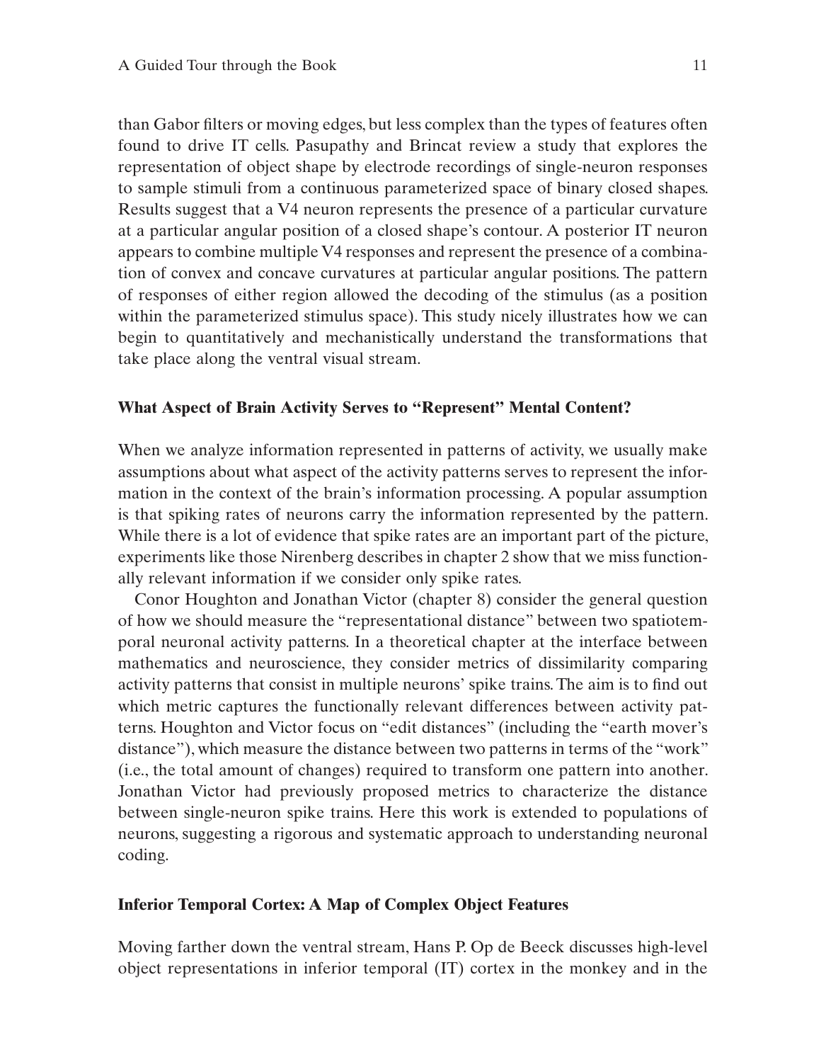than Gabor filters or moving edges, but less complex than the types of features often found to drive IT cells. Pasupathy and Brincat review a study that explores the representation of object shape by electrode recordings of single-neuron responses to sample stimuli from a continuous parameterized space of binary closed shapes. Results suggest that a V4 neuron represents the presence of a particular curvature at a particular angular position of a closed shape's contour. A posterior IT neuron appears to combine multiple V4 responses and represent the presence of a combination of convex and concave curvatures at particular angular positions. The pattern of responses of either region allowed the decoding of the stimulus (as a position within the parameterized stimulus space). This study nicely illustrates how we can begin to quantitatively and mechanistically understand the transformations that take place along the ventral visual stream.

## What Aspect of Brain Activity Serves to "Represent" Mental Content?

When we analyze information represented in patterns of activity, we usually make assumptions about what aspect of the activity patterns serves to represent the information in the context of the brain's information processing. A popular assumption is that spiking rates of neurons carry the information represented by the pattern. While there is a lot of evidence that spike rates are an important part of the picture, experiments like those Nirenberg describes in chapter 2 show that we miss functionally relevant information if we consider only spike rates.

Conor Houghton and Jonathan Victor (chapter 8) consider the general question of how we should measure the "representational distance" between two spatiotemporal neuronal activity patterns. In a theoretical chapter at the interface between mathematics and neuroscience, they consider metrics of dissimilarity comparing activity patterns that consist in multiple neurons' spike trains. The aim is to find out which metric captures the functionally relevant differences between activity patterns. Houghton and Victor focus on "edit distances" (including the "earth mover's distance"), which measure the distance between two patterns in terms of the "work" (i.e., the total amount of changes) required to transform one pattern into another. Jonathan Victor had previously proposed metrics to characterize the distance between single-neuron spike trains. Here this work is extended to populations of neurons, suggesting a rigorous and systematic approach to understanding neuronal coding.

## Inferior Temporal Cortex: A Map of Complex Object Features

Moving farther down the ventral stream, Hans P. Op de Beeck discusses high-level object representations in inferior temporal (IT) cortex in the monkey and in the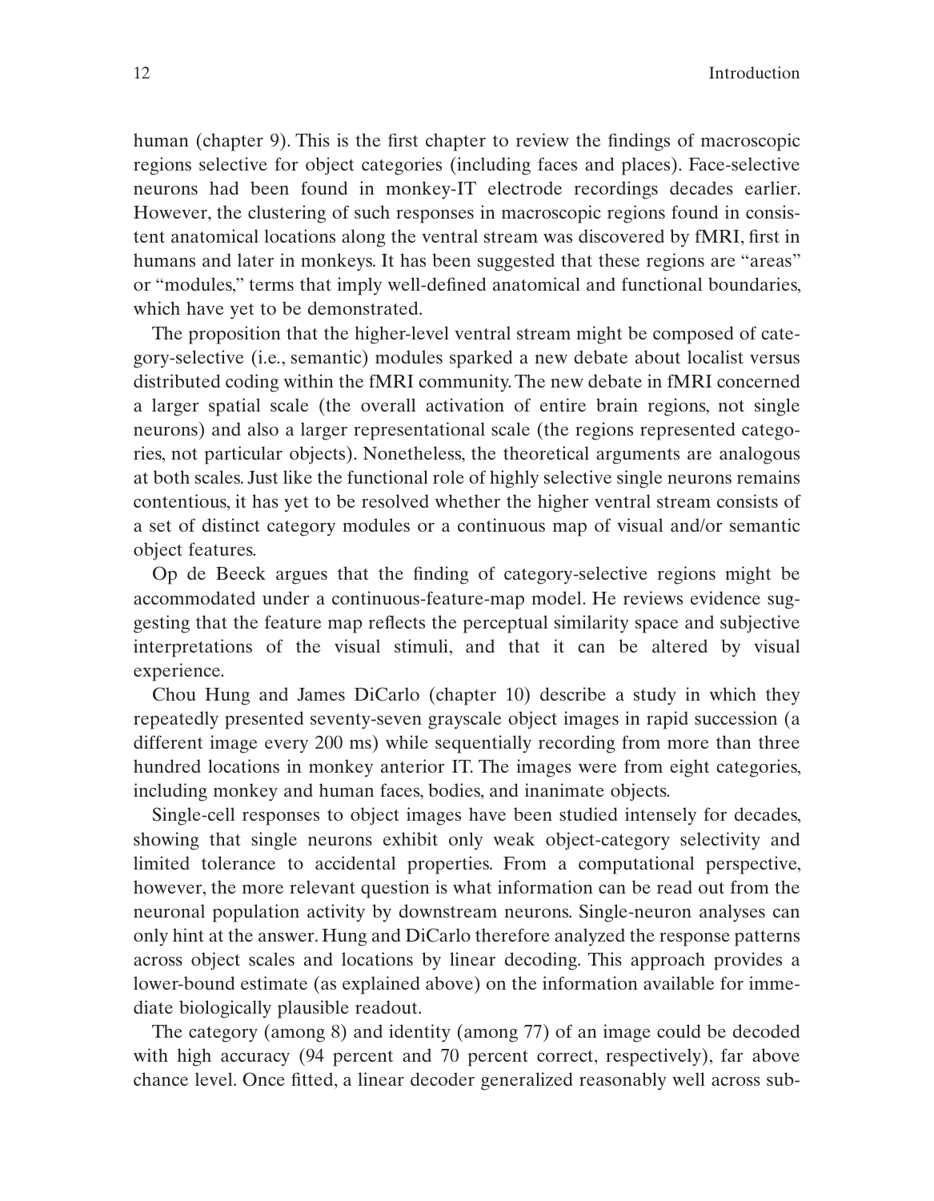human (chapter 9). This is the first chapter to review the findings of macroscopic regions selective for object categories (including faces and places). Face-selective neurons had been found in monkey-IT electrode recordings decades earlier. However, the clustering of such responses in macroscopic regions found in consistent anatomical locations along the ventral stream was discovered by fMRI, first in humans and later in monkeys. It has been suggested that these regions are "areas" or "modules," terms that imply well-defined anatomical and functional boundaries, which have yet to be demonstrated.

The proposition that the higher-level ventral stream might be composed of category-selective (i.e., semantic) modules sparked a new debate about localist versus distributed coding within the fMRI community. The new debate in fMRI concerned a larger spatial scale (the overall activation of entire brain regions, not single neurons) and also a larger representational scale (the regions represented categories, not particular objects). Nonetheless, the theoretical arguments are analogous at both scales. Just like the functional role of highly selective single neurons remains contentious, it has yet to be resolved whether the higher ventral stream consists of a set of distinct category modules or a continuous map of visual and/or semantic object features.

Op de Beeck argues that the finding of category-selective regions might be accommodated under a continuous-feature-map model. He reviews evidence suggesting that the feature map reflects the perceptual similarity space and subjective interpretations of the visual stimuli, and that it can be altered by visual experience.

Chou Hung and James DiCarlo (chapter 10) describe a study in which they repeatedly presented seventy-seven grayscale object images in rapid succession (a different image every 200 ms) while sequentially recording from more than three hundred locations in monkey anterior IT. The images were from eight categories, including monkey and human faces, bodies, and inanimate objects.

Single-cell responses to object images have been studied intensely for decades, showing that single neurons exhibit only weak object-category selectivity and limited tolerance to accidental properties. From a computational perspective, however, the more relevant question is what information can be read out from the neuronal population activity by downstream neurons. Single-neuron analyses can only hint at the answer. Hung and DiCarlo therefore analyzed the response patterns across object scales and locations by linear decoding. This approach provides a lower-bound estimate (as explained above) on the information available for immediate biologically plausible readout.

The category (among 8) and identity (among 77) of an image could be decoded with high accuracy (94 percent and 70 percent correct, respectively), far above chance level. Once fitted, a linear decoder generalized reasonably well across sub-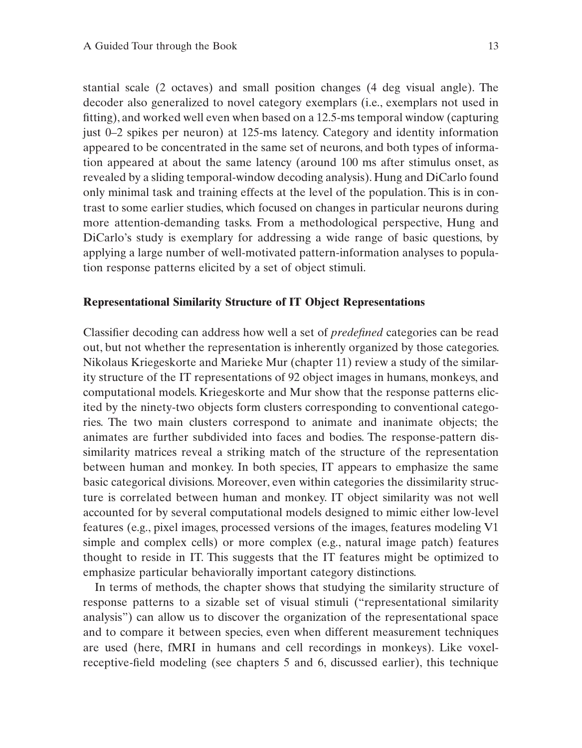stantial scale (2 octaves) and small position changes (4 deg visual angle). The decoder also generalized to novel category exemplars (i.e., exemplars not used in fitting), and worked well even when based on a 12.5-ms temporal window (capturing just 0–2 spikes per neuron) at 125-ms latency. Category and identity information appeared to be concentrated in the same set of neurons, and both types of information appeared at about the same latency (around 100 ms after stimulus onset, as revealed by a sliding temporal-window decoding analysis). Hung and DiCarlo found only minimal task and training effects at the level of the population. This is in contrast to some earlier studies, which focused on changes in particular neurons during more attention-demanding tasks. From a methodological perspective, Hung and DiCarlo's study is exemplary for addressing a wide range of basic questions, by applying a large number of well-motivated pattern-information analyses to population response patterns elicited by a set of object stimuli.

### Representational Similarity Structure of IT Object Representations

Classifier decoding can address how well a set of *predefined* categories can be read out, but not whether the representation is inherently organized by those categories. Nikolaus Kriegeskorte and Marieke Mur (chapter 11) review a study of the similarity structure of the IT representations of 92 object images in humans, monkeys, and computational models. Kriegeskorte and Mur show that the response patterns elicited by the ninety-two objects form clusters corresponding to conventional categories. The two main clusters correspond to animate and inanimate objects; the animates are further subdivided into faces and bodies. The response-pattern dissimilarity matrices reveal a striking match of the structure of the representation between human and monkey. In both species, IT appears to emphasize the same basic categorical divisions. Moreover, even within categories the dissimilarity structure is correlated between human and monkey. IT object similarity was not well accounted for by several computational models designed to mimic either low-level features (e.g., pixel images, processed versions of the images, features modeling V1 simple and complex cells) or more complex (e.g., natural image patch) features thought to reside in IT. This suggests that the IT features might be optimized to emphasize particular behaviorally important category distinctions.

In terms of methods, the chapter shows that studying the similarity structure of response patterns to a sizable set of visual stimuli ("representational similarity analysis") can allow us to discover the organization of the representational space and to compare it between species, even when different measurement techniques are used (here, fMRI in humans and cell recordings in monkeys). Like voxel-receptive-field modeling (see chapters 5 and 6, discussed earlier), this technique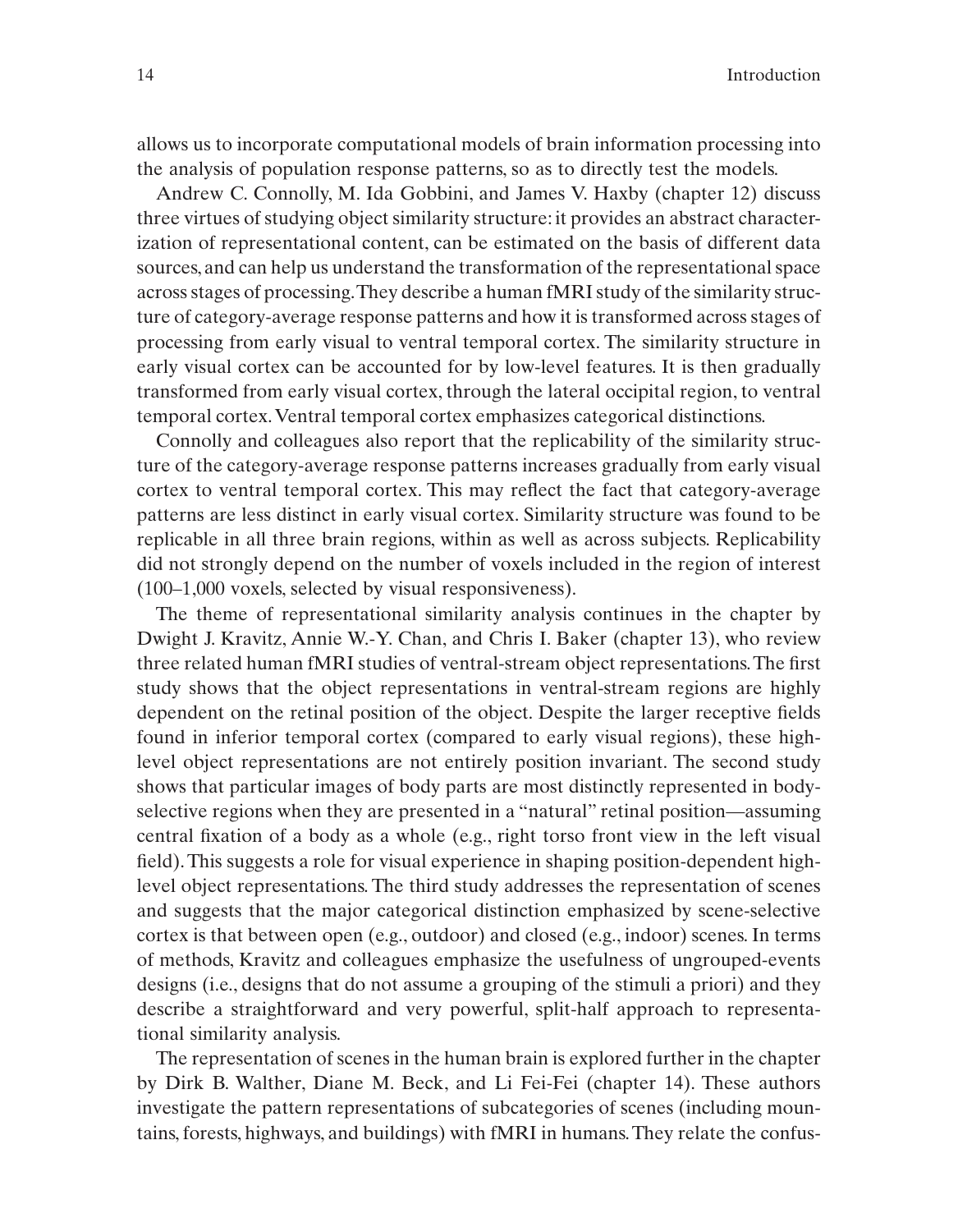allows us to incorporate computational models of brain information processing into the analysis of population response patterns, so as to directly test the models.

Andrew C. Connolly, M. Ida Gobbini, and James V. Haxby (chapter 12) discuss three virtues of studying object similarity structure: it provides an abstract characterization of representational content, can be estimated on the basis of different data sources, and can help us understand the transformation of the representational space across stages of processing. They describe a human fMRI study of the similarity structure of category-average response patterns and how it is transformed across stages of processing from early visual to ventral temporal cortex. The similarity structure in early visual cortex can be accounted for by low-level features. It is then gradually transformed from early visual cortex, through the lateral occipital region, to ventral temporal cortex. Ventral temporal cortex emphasizes categorical distinctions.

Connolly and colleagues also report that the replicability of the similarity structure of the category-average response patterns increases gradually from early visual cortex to ventral temporal cortex. This may reflect the fact that category-average patterns are less distinct in early visual cortex. Similarity structure was found to be replicable in all three brain regions, within as well as across subjects. Replicability did not strongly depend on the number of voxels included in the region of interest (100–1,000 voxels, selected by visual responsiveness).

The theme of representational similarity analysis continues in the chapter by Dwight J. Kravitz, Annie W.-Y. Chan, and Chris I. Baker (chapter 13), who review three related human fMRI studies of ventral-stream object representations. The first study shows that the object representations in ventral-stream regions are highly dependent on the retinal position of the object. Despite the larger receptive fields found in inferior temporal cortex (compared to early visual regions), these high-level object representations are not entirely position invariant. The second study shows that particular images of body parts are most distinctly represented in body-selective regions when they are presented in a "natural" retinal position—assuming central fixation of a body as a whole (e.g., right torso front view in the left visual field). This suggests a role for visual experience in shaping position-dependent high-level object representations. The third study addresses the representation of scenes and suggests that the major categorical distinction emphasized by scene-selective cortex is that between open (e.g., outdoor) and closed (e.g., indoor) scenes. In terms of methods, Kravitz and colleagues emphasize the usefulness of ungrouped-events designs (i.e., designs that do not assume a grouping of the stimuli a priori) and they describe a straightforward and very powerful, split-half approach to representational similarity analysis.

The representation of scenes in the human brain is explored further in the chapter by Dirk B. Walther, Diane M. Beck, and Li Fei-Fei (chapter 14). These authors investigate the pattern representations of subcategories of scenes (including mountains, forests, highways, and buildings) with fMRI in humans. They relate the confus-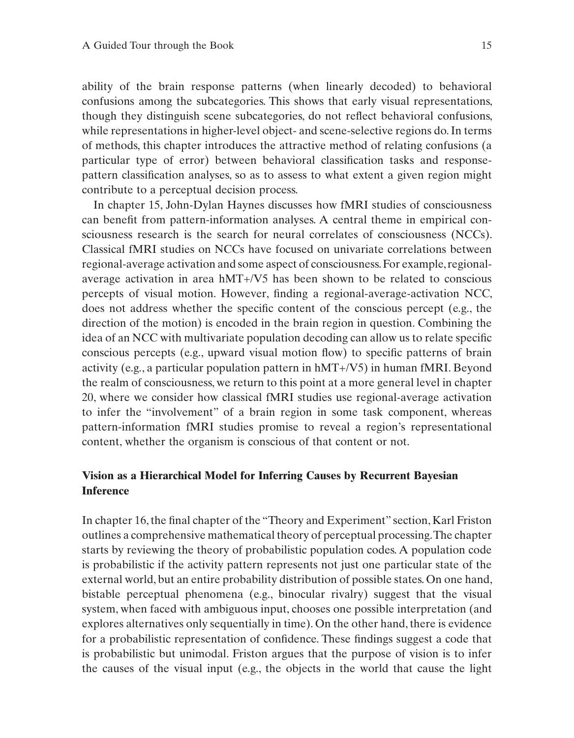ability of the brain response patterns (when linearly decoded) to behavioral confusions among the subcategories. This shows that early visual representations, though they distinguish scene subcategories, do not reflect behavioral confusions, while representations in higher-level object- and scene-selective regions do. In terms of methods, this chapter introduces the attractive method of relating confusions (a particular type of error) between behavioral classification tasks and response-pattern classification analyses, so as to assess to what extent a given region might contribute to a perceptual decision process.

In chapter 15, John-Dylan Haynes discusses how fMRI studies of consciousness can benefit from pattern-information analyses. A central theme in empirical consciousness research is the search for neural correlates of consciousness (NCCs). Classical fMRI studies on NCCs have focused on univariate correlations between regional-average activation and some aspect of consciousness. For example, regional-average activation in area hMT+/V5 has been shown to be related to conscious percepts of visual motion. However, finding a regional-average-activation NCC, does not address whether the specific content of the conscious percept (e.g., the direction of the motion) is encoded in the brain region in question. Combining the idea of an NCC with multivariate population decoding can allow us to relate specific conscious percepts (e.g., upward visual motion flow) to specific patterns of brain activity (e.g., a particular population pattern in hMT+/V5) in human fMRI. Beyond the realm of consciousness, we return to this point at a more general level in chapter 20, where we consider how classical fMRI studies use regional-average activation to infer the "involvement" of a brain region in some task component, whereas pattern-information fMRI studies promise to reveal a region's representational content, whether the organism is conscious of that content or not.

## Vision as a Hierarchical Model for Inferring Causes by Recurrent Bayesian Inference

In chapter 16, the final chapter of the "Theory and Experiment" section, Karl Friston outlines a comprehensive mathematical theory of perceptual processing. The chapter starts by reviewing the theory of probabilistic population codes. A population code is probabilistic if the activity pattern represents not just one particular state of the external world, but an entire probability distribution of possible states. On one hand, bistable perceptual phenomena (e.g., binocular rivalry) suggest that the visual system, when faced with ambiguous input, chooses one possible interpretation (and explores alternatives only sequentially in time). On the other hand, there is evidence for a probabilistic representation of confidence. These findings suggest a code that is probabilistic but unimodal. Friston argues that the purpose of vision is to infer the causes of the visual input (e.g., the objects in the world that cause the light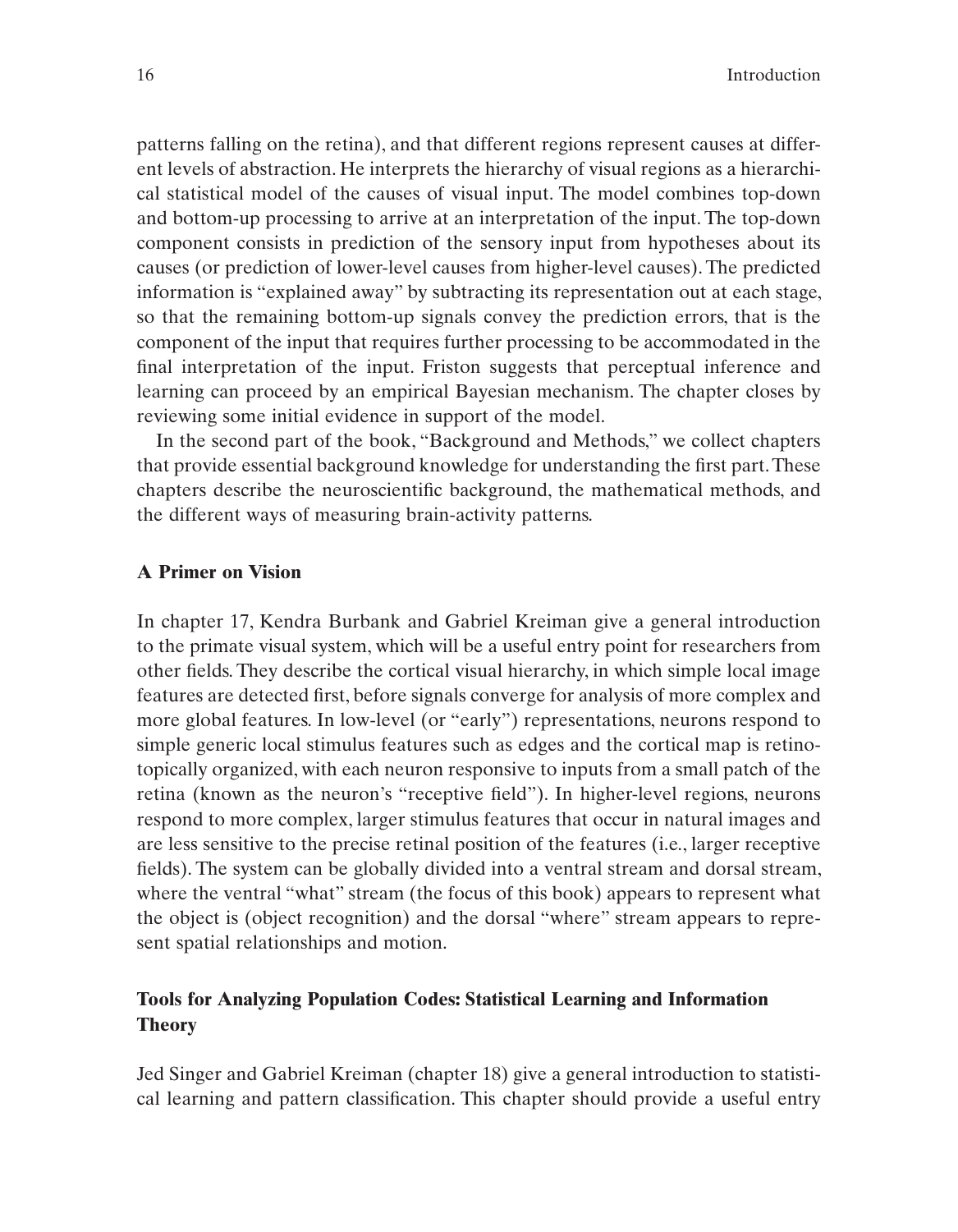patterns falling on the retina), and that different regions represent causes at different levels of abstraction. He interprets the hierarchy of visual regions as a hierarchical statistical model of the causes of visual input. The model combines top-down and bottom-up processing to arrive at an interpretation of the input. The top-down component consists in prediction of the sensory input from hypotheses about its causes (or prediction of lower-level causes from higher-level causes). The predicted information is "explained away" by subtracting its representation out at each stage, so that the remaining bottom-up signals convey the prediction errors, that is the component of the input that requires further processing to be accommodated in the final interpretation of the input. Friston suggests that perceptual inference and learning can proceed by an empirical Bayesian mechanism. The chapter closes by reviewing some initial evidence in support of the model.

In the second part of the book, "Background and Methods," we collect chapters that provide essential background knowledge for understanding the first part. These chapters describe the neuroscientific background, the mathematical methods, and the different ways of measuring brain-activity patterns.

## A Primer on Vision

In chapter 17, Kendra Burbank and Gabriel Kreiman give a general introduction to the primate visual system, which will be a useful entry point for researchers from other fields. They describe the cortical visual hierarchy, in which simple local image features are detected first, before signals converge for analysis of more complex and more global features. In low-level (or "early") representations, neurons respond to simple generic local stimulus features such as edges and the cortical map is retinotopically organized, with each neuron responsive to inputs from a small patch of the retina (known as the neuron's "receptive field"). In higher-level regions, neurons respond to more complex, larger stimulus features that occur in natural images and are less sensitive to the precise retinal position of the features (i.e., larger receptive fields). The system can be globally divided into a ventral stream and dorsal stream, where the ventral "what" stream (the focus of this book) appears to represent what the object is (object recognition) and the dorsal "where" stream appears to represent spatial relationships and motion.

## Tools for Analyzing Population Codes: Statistical Learning and Information Theory

Jed Singer and Gabriel Kreiman (chapter 18) give a general introduction to statistical learning and pattern classification. This chapter should provide a useful entry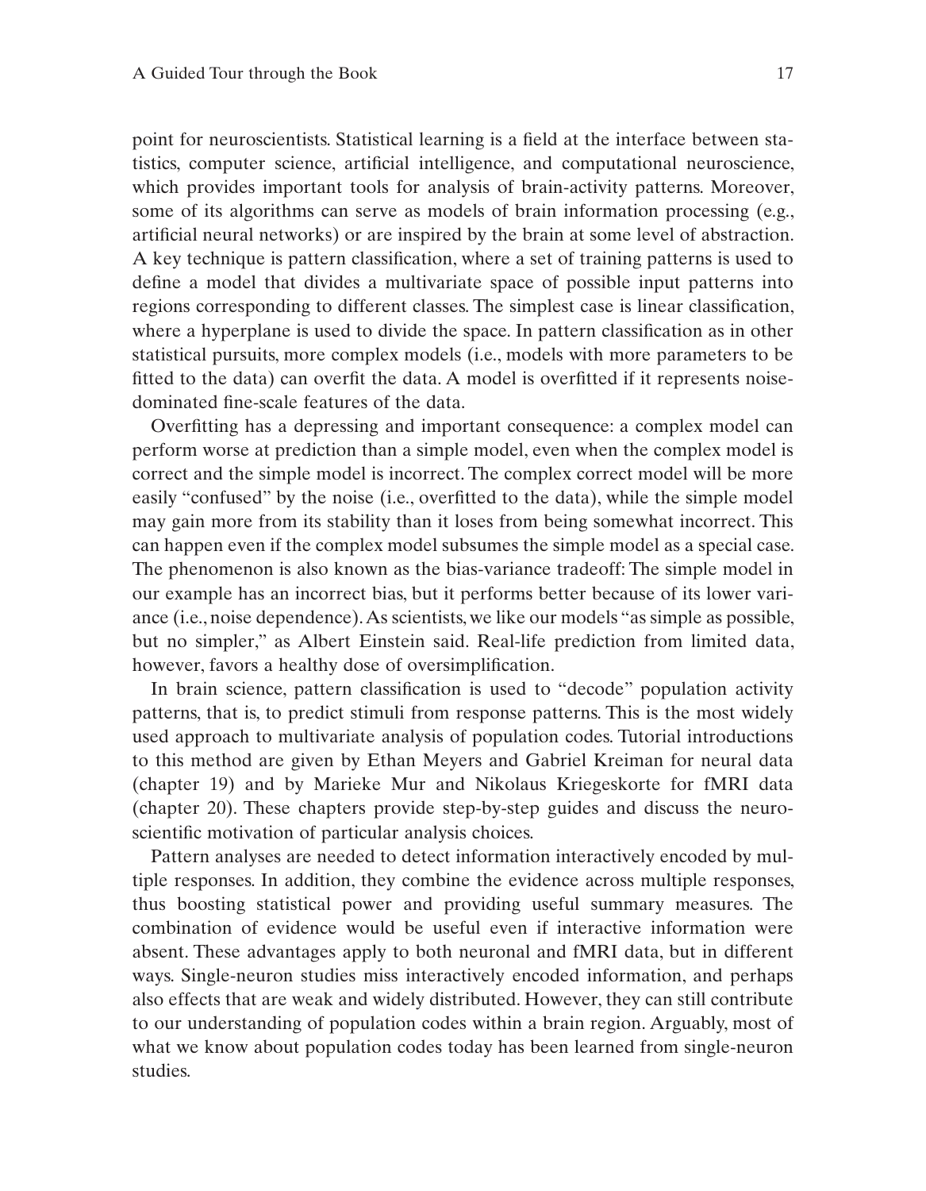point for neuroscientists. Statistical learning is a field at the interface between statistics, computer science, artificial intelligence, and computational neuroscience, which provides important tools for analysis of brain-activity patterns. Moreover, some of its algorithms can serve as models of brain information processing (e.g., artificial neural networks) or are inspired by the brain at some level of abstraction. A key technique is pattern classification, where a set of training patterns is used to define a model that divides a multivariate space of possible input patterns into regions corresponding to different classes. The simplest case is linear classification, where a hyperplane is used to divide the space. In pattern classification as in other statistical pursuits, more complex models (i.e., models with more parameters to be fitted to the data) can overfit the data. A model is overfitted if it represents noise-dominated fine-scale features of the data.

Overfitting has a depressing and important consequence: a complex model can perform worse at prediction than a simple model, even when the complex model is correct and the simple model is incorrect. The complex correct model will be more easily "confused" by the noise (i.e., overfitted to the data), while the simple model may gain more from its stability than it loses from being somewhat incorrect. This can happen even if the complex model subsumes the simple model as a special case. The phenomenon is also known as the bias-variance tradeoff: The simple model in our example has an incorrect bias, but it performs better because of its lower variance (i.e., noise dependence). As scientists, we like our models "as simple as possible, but no simpler," as Albert Einstein said. Real-life prediction from limited data, however, favors a healthy dose of oversimplification.

In brain science, pattern classification is used to "decode" population activity patterns, that is, to predict stimuli from response patterns. This is the most widely used approach to multivariate analysis of population codes. Tutorial introductions to this method are given by Ethan Meyers and Gabriel Kreiman for neural data (chapter 19) and by Marieke Mur and Nikolaus Kriegeskorte for fMRI data (chapter 20). These chapters provide step-by-step guides and discuss the neuroscientific motivation of particular analysis choices.

Pattern analyses are needed to detect information interactively encoded by multiple responses. In addition, they combine the evidence across multiple responses, thus boosting statistical power and providing useful summary measures. The combination of evidence would be useful even if interactive information were absent. These advantages apply to both neuronal and fMRI data, but in different ways. Single-neuron studies miss interactively encoded information, and perhaps also effects that are weak and widely distributed. However, they can still contribute to our understanding of population codes within a brain region. Arguably, most of what we know about population codes today has been learned from single-neuron studies.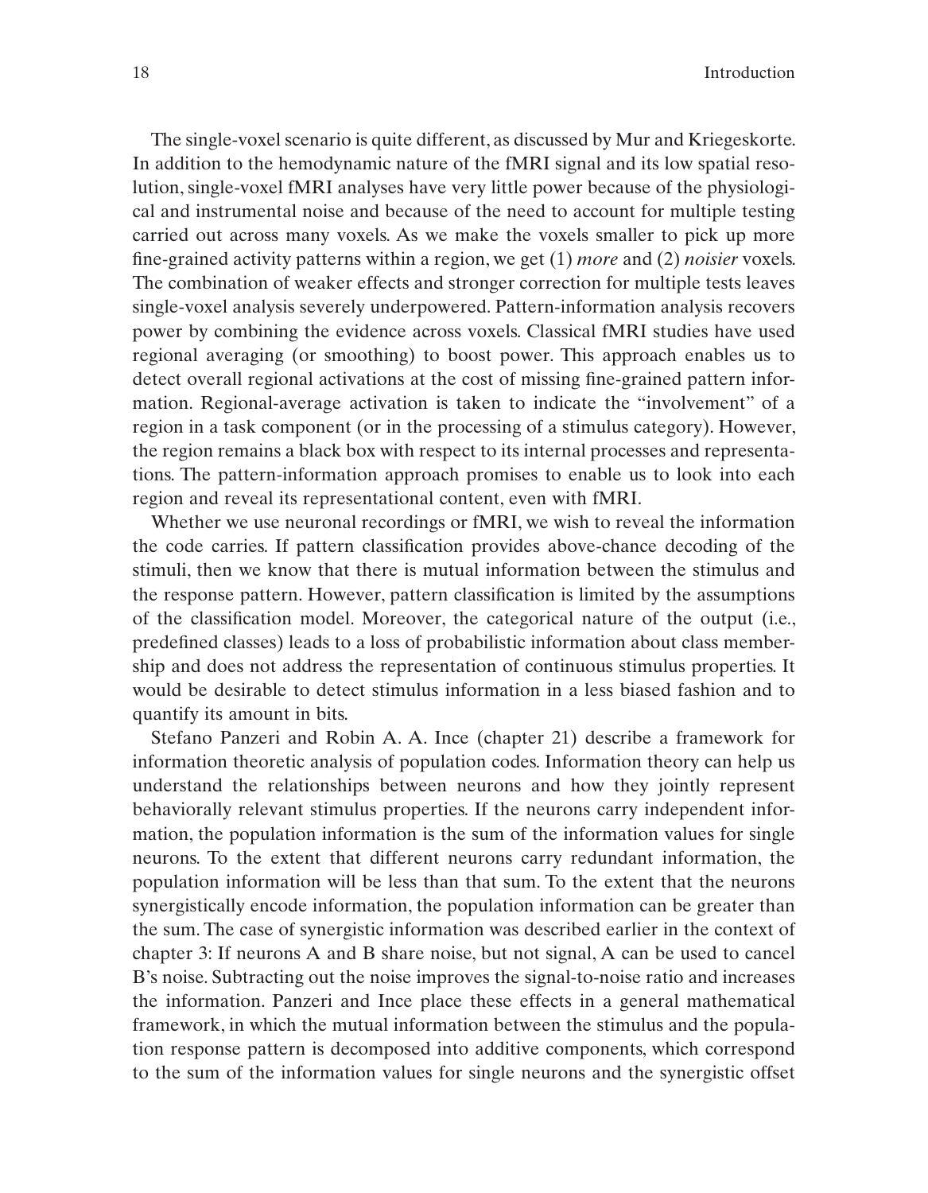The single-voxel scenario is quite different, as discussed by Mur and Kriegeskorte. In addition to the hemodynamic nature of the fMRI signal and its low spatial resolution, single-voxel fMRI analyses have very little power because of the physiological and instrumental noise and because of the need to account for multiple testing carried out across many voxels. As we make the voxels smaller to pick up more fine-grained activity patterns within a region, we get (1) *more* and (2) *noisier* voxels. The combination of weaker effects and stronger correction for multiple tests leaves single-voxel analysis severely underpowered. Pattern-information analysis recovers power by combining the evidence across voxels. Classical fMRI studies have used regional averaging (or smoothing) to boost power. This approach enables us to detect overall regional activations at the cost of missing fine-grained pattern information. Regional-average activation is taken to indicate the "involvement" of a region in a task component (or in the processing of a stimulus category). However, the region remains a black box with respect to its internal processes and representations. The pattern-information approach promises to enable us to look into each region and reveal its representational content, even with fMRI.

Whether we use neuronal recordings or fMRI, we wish to reveal the information the code carries. If pattern classification provides above-chance decoding of the stimuli, then we know that there is mutual information between the stimulus and the response pattern. However, pattern classification is limited by the assumptions of the classification model. Moreover, the categorical nature of the output (i.e., predefined classes) leads to a loss of probabilistic information about class membership and does not address the representation of continuous stimulus properties. It would be desirable to detect stimulus information in a less biased fashion and to quantify its amount in bits.

Stefano Panzeri and Robin A. A. Ince (chapter 21) describe a framework for information theoretic analysis of population codes. Information theory can help us understand the relationships between neurons and how they jointly represent behaviorally relevant stimulus properties. If the neurons carry independent information, the population information is the sum of the information values for single neurons. To the extent that different neurons carry redundant information, the population information will be less than that sum. To the extent that the neurons synergistically encode information, the population information can be greater than the sum. The case of synergistic information was described earlier in the context of chapter 3: If neurons A and B share noise, but not signal, A can be used to cancel B's noise. Subtracting out the noise improves the signal-to-noise ratio and increases the information. Panzeri and Ince place these effects in a general mathematical framework, in which the mutual information between the stimulus and the population response pattern is decomposed into additive components, which correspond to the sum of the information values for single neurons and the synergistic offset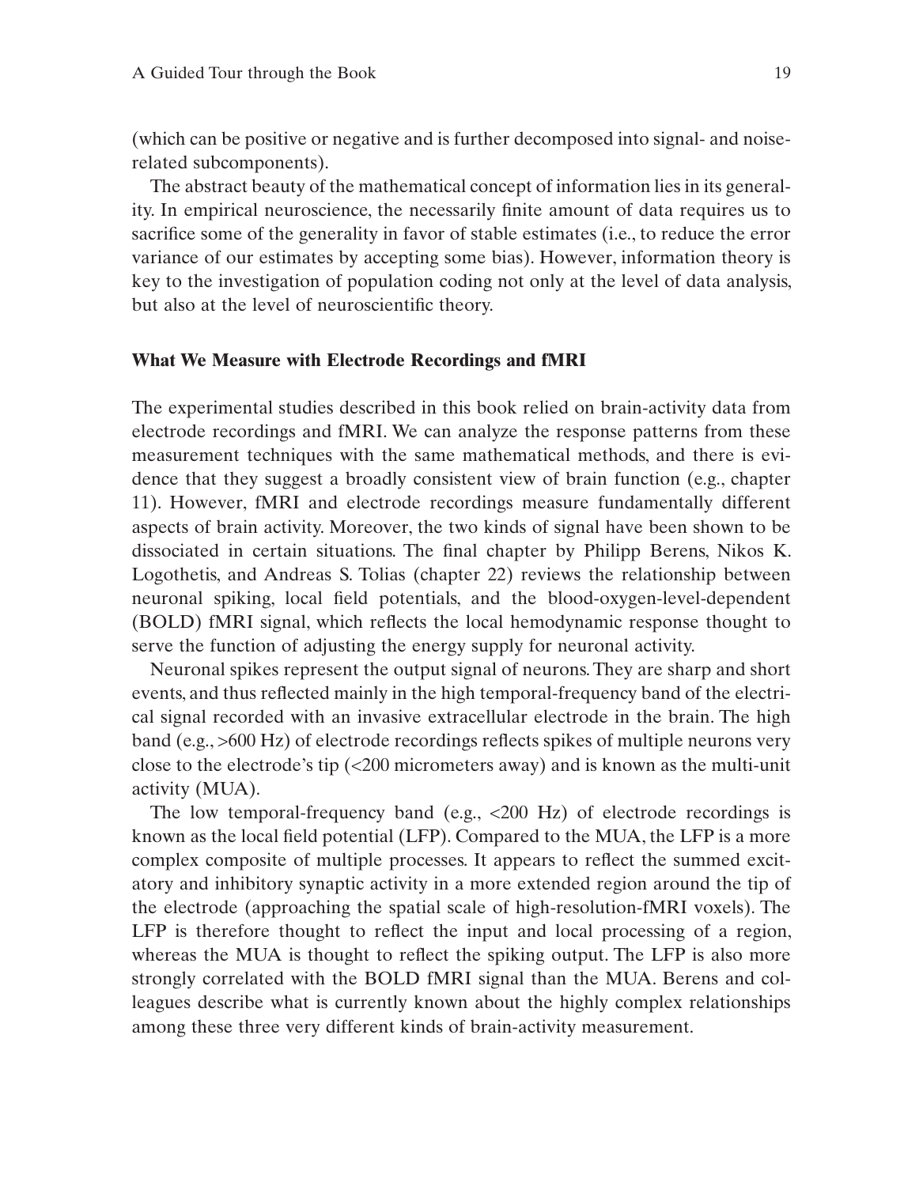(which can be positive or negative and is further decomposed into signal- and noise-related subcomponents).

The abstract beauty of the mathematical concept of information lies in its generality. In empirical neuroscience, the necessarily finite amount of data requires us to sacrifice some of the generality in favor of stable estimates (i.e., to reduce the error variance of our estimates by accepting some bias). However, information theory is key to the investigation of population coding not only at the level of data analysis, but also at the level of neuroscientific theory.

### What We Measure with Electrode Recordings and fMRI

The experimental studies described in this book relied on brain-activity data from electrode recordings and fMRI. We can analyze the response patterns from these measurement techniques with the same mathematical methods, and there is evidence that they suggest a broadly consistent view of brain function (e.g., chapter 11). However, fMRI and electrode recordings measure fundamentally different aspects of brain activity. Moreover, the two kinds of signal have been shown to be dissociated in certain situations. The final chapter by Philipp Berens, Nikos K. Logothetis, and Andreas S. Tolias (chapter 22) reviews the relationship between neuronal spiking, local field potentials, and the blood-oxygen-level-dependent (BOLD) fMRI signal, which reflects the local hemodynamic response thought to serve the function of adjusting the energy supply for neuronal activity.

Neuronal spikes represent the output signal of neurons. They are sharp and short events, and thus reflected mainly in the high temporal-frequency band of the electrical signal recorded with an invasive extracellular electrode in the brain. The high band (e.g., >600 Hz) of electrode recordings reflects spikes of multiple neurons very close to the electrode's tip (<200 micrometers away) and is known as the multi-unit activity (MUA).

The low temporal-frequency band (e.g., <200 Hz) of electrode recordings is known as the local field potential (LFP). Compared to the MUA, the LFP is a more complex composite of multiple processes. It appears to reflect the summed excitatory and inhibitory synaptic activity in a more extended region around the tip of the electrode (approaching the spatial scale of high-resolution-fMRI voxels). The LFP is therefore thought to reflect the input and local processing of a region, whereas the MUA is thought to reflect the spiking output. The LFP is also more strongly correlated with the BOLD fMRI signal than the MUA. Berens and colleagues describe what is currently known about the highly complex relationships among these three very different kinds of brain-activity measurement.